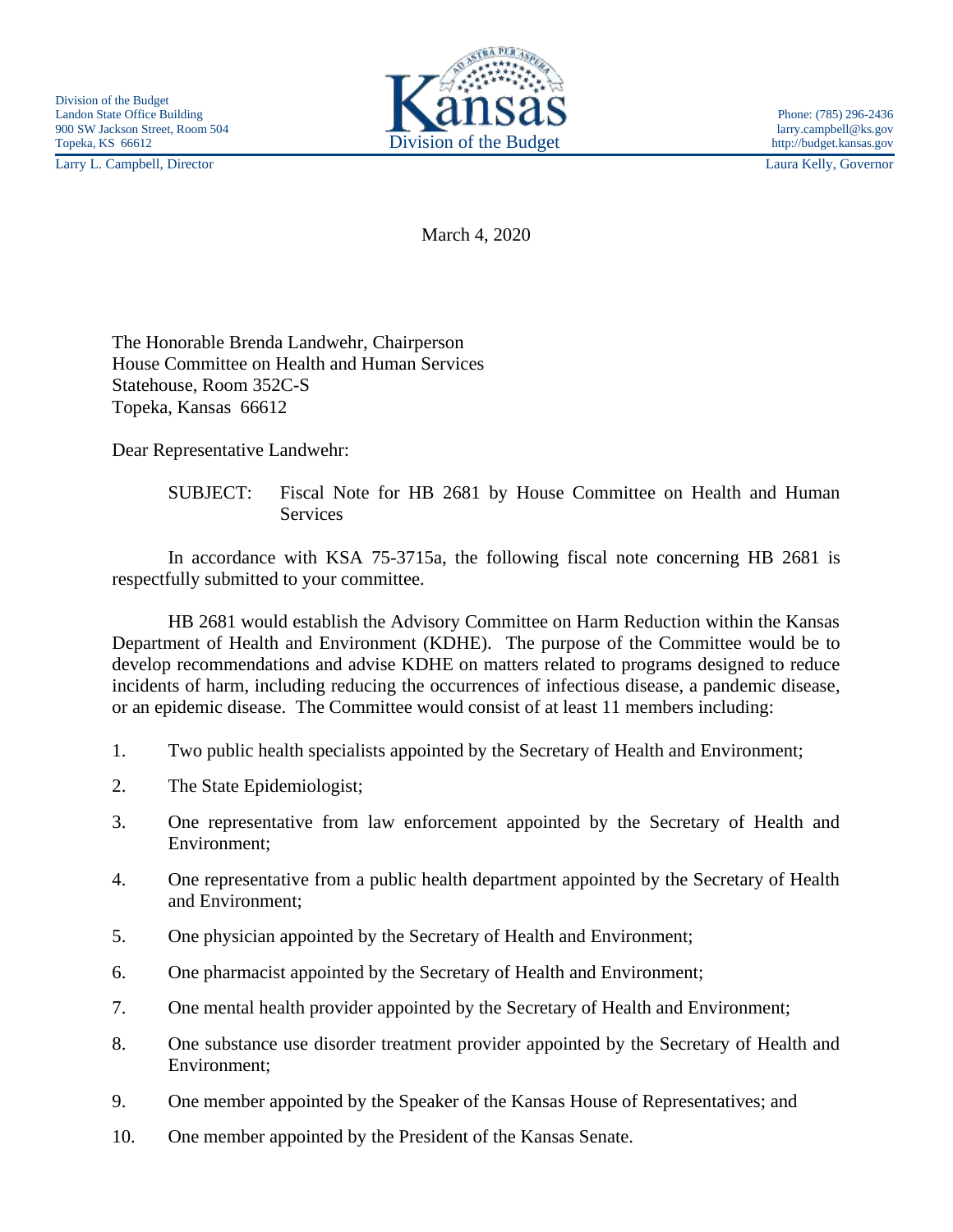Division of the Budget
Landon State Office Building
900 SW Jackson Street, Room 504
Topeka, KS 66612

Kansas
Division of the Budget

Phone: (785) 296-2436
larry.campbell@ks.gov
http://budget.kansas.gov

Larry L. Campbell, Director

Laura Kelly, Governor

March 4, 2020

The Honorable Brenda Landwehr, Chairperson
House Committee on Health and Human Services
Statehouse, Room 352C-S
Topeka, Kansas 66612

Dear Representative Landwehr:

SUBJECT: Fiscal Note for HB 2681 by House Committee on Health and Human Services

In accordance with KSA 75-3715a, the following fiscal note concerning HB 2681 is respectfully submitted to your committee.

HB 2681 would establish the Advisory Committee on Harm Reduction within the Kansas Department of Health and Environment (KDHE). The purpose of the Committee would be to develop recommendations and advise KDHE on matters related to programs designed to reduce incidents of harm, including reducing the occurrences of infectious disease, a pandemic disease, or an epidemic disease. The Committee would consist of at least 11 members including:

1. Two public health specialists appointed by the Secretary of Health and Environment;
2. The State Epidemiologist;
3. One representative from law enforcement appointed by the Secretary of Health and Environment;
4. One representative from a public health department appointed by the Secretary of Health and Environment;
5. One physician appointed by the Secretary of Health and Environment;
6. One pharmacist appointed by the Secretary of Health and Environment;
7. One mental health provider appointed by the Secretary of Health and Environment;
8. One substance use disorder treatment provider appointed by the Secretary of Health and Environment;
9. One member appointed by the Speaker of the Kansas House of Representatives; and
10. One member appointed by the President of the Kansas Senate.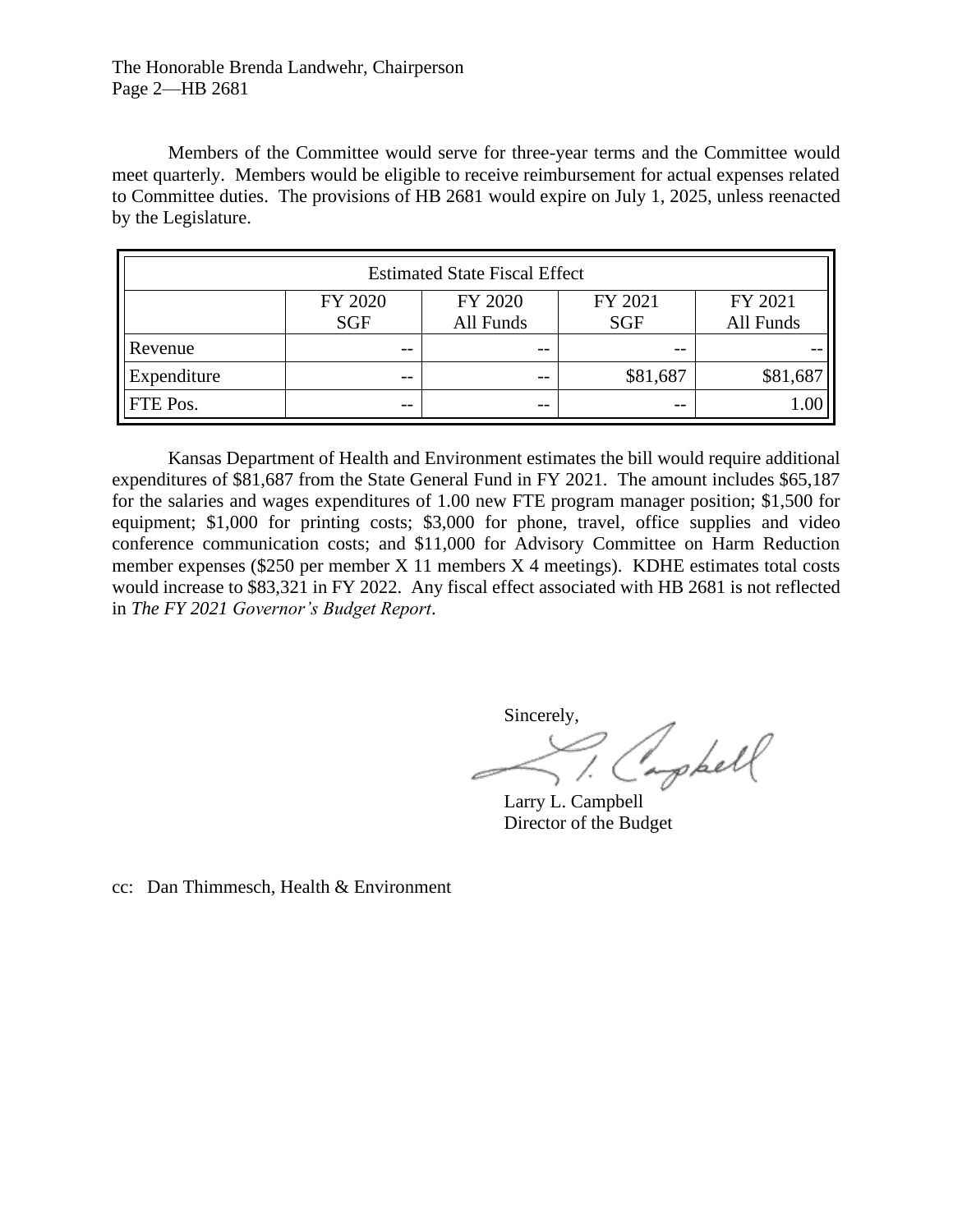Members of the Committee would serve for three-year terms and the Committee would meet quarterly. Members would be eligible to receive reimbursement for actual expenses related to Committee duties. The provisions of HB 2681 would expire on July 1, 2025, unless reenacted by the Legislature.

| Estimated State Fiscal Effect | | | | |
|---|---|---|---|---|
| | FY 2020 SGF | FY 2020 All Funds | FY 2021 SGF | FY 2021 All Funds |
| Revenue | -- | -- | -- | -- |
| Expenditure | -- | -- | $81,687 | $81,687 |
| FTE Pos. | -- | -- | -- | 1.00 |

Kansas Department of Health and Environment estimates the bill would require additional expenditures of $81,687 from the State General Fund in FY 2021. The amount includes $65,187 for the salaries and wages expenditures of 1.00 new FTE program manager position; $1,500 for equipment; $1,000 for printing costs; $3,000 for phone, travel, office supplies and video conference communication costs; and $11,000 for Advisory Committee on Harm Reduction member expenses ($250 per member X 11 members X 4 meetings). KDHE estimates total costs would increase to $83,321 in FY 2022. Any fiscal effect associated with HB 2681 is not reflected in *The FY 2021 Governor's Budget Report*.

Sincerely,

Larry L. Campbell
Director of the Budget

cc: Dan Thimmesch, Health & Environment